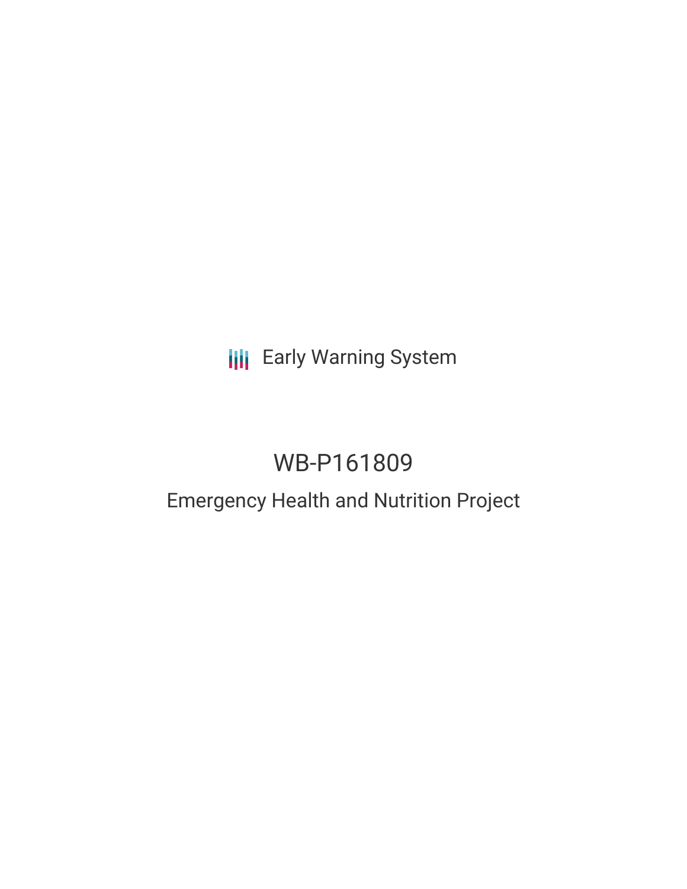Early Warning System

# WB-P161809

## Emergency Health and Nutrition Project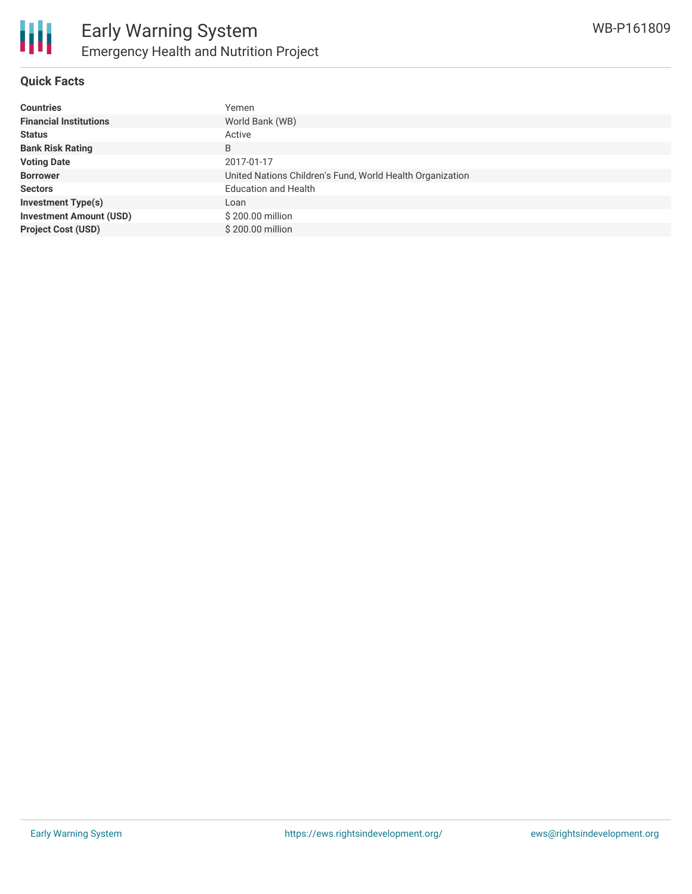# Early Warning System

## Emergency Health and Nutrition Project

WB-P161809

### Quick Facts

| | |
|---|---|
| **Countries** | Yemen |
| **Financial Institutions** | World Bank (WB) |
| **Status** | Active |
| **Bank Risk Rating** | B |
| **Voting Date** | 2017-01-17 |
| **Borrower** | United Nations Children's Fund, World Health Organization |
| **Sectors** | Education and Health |
| **Investment Type(s)** | Loan |
| **Investment Amount (USD)** | $ 200.00 million |
| **Project Cost (USD)** | $ 200.00 million |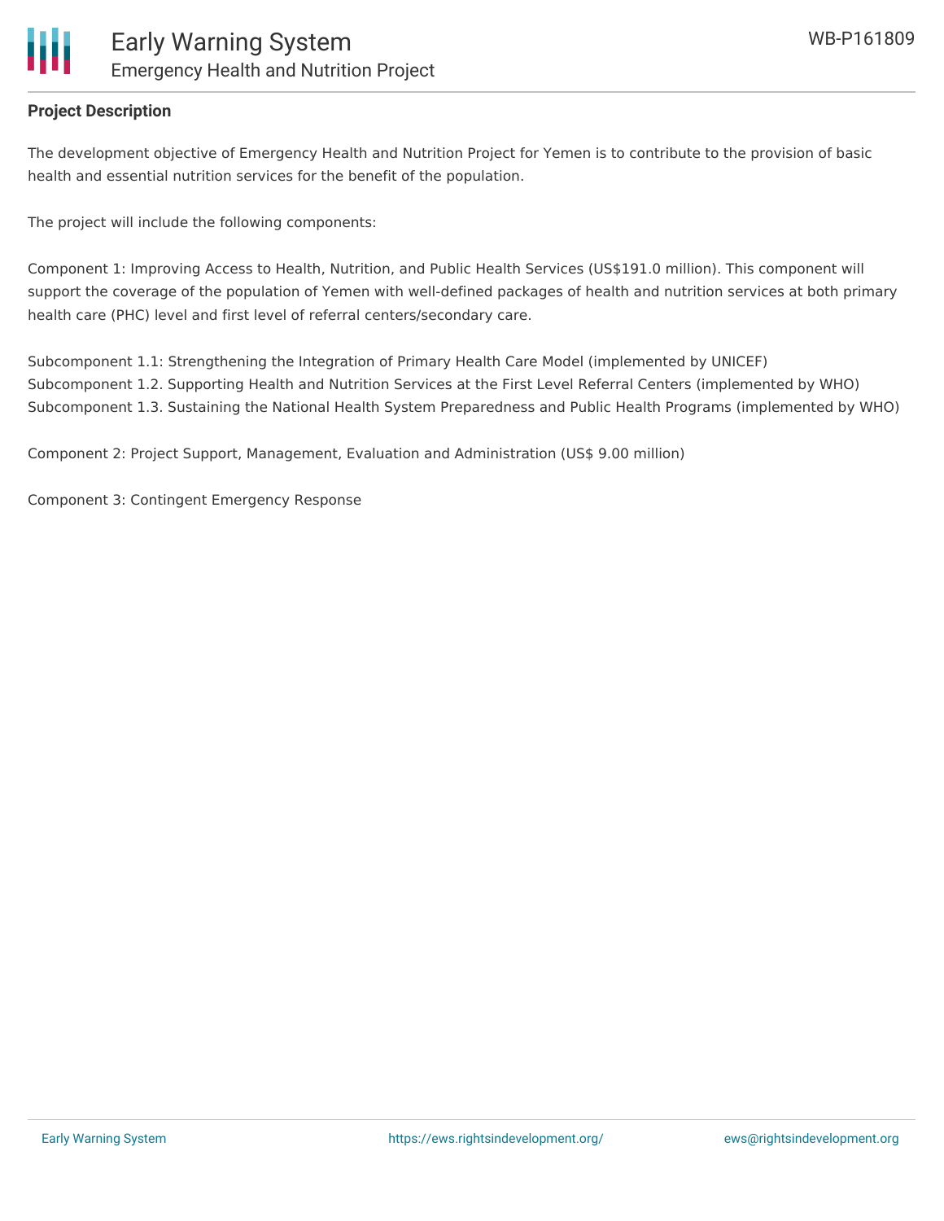## Project Description

The development objective of Emergency Health and Nutrition Project for Yemen is to contribute to the provision of basic health and essential nutrition services for the benefit of the population.

The project will include the following components:

Component 1: Improving Access to Health, Nutrition, and Public Health Services (US$191.0 million). This component will support the coverage of the population of Yemen with well-defined packages of health and nutrition services at both primary health care (PHC) level and first level of referral centers/secondary care.

Subcomponent 1.1: Strengthening the Integration of Primary Health Care Model (implemented by UNICEF)
Subcomponent 1.2. Supporting Health and Nutrition Services at the First Level Referral Centers (implemented by WHO)
Subcomponent 1.3. Sustaining the National Health System Preparedness and Public Health Programs (implemented by WHO)

Component 2: Project Support, Management, Evaluation and Administration (US$ 9.00 million)

Component 3: Contingent Emergency Response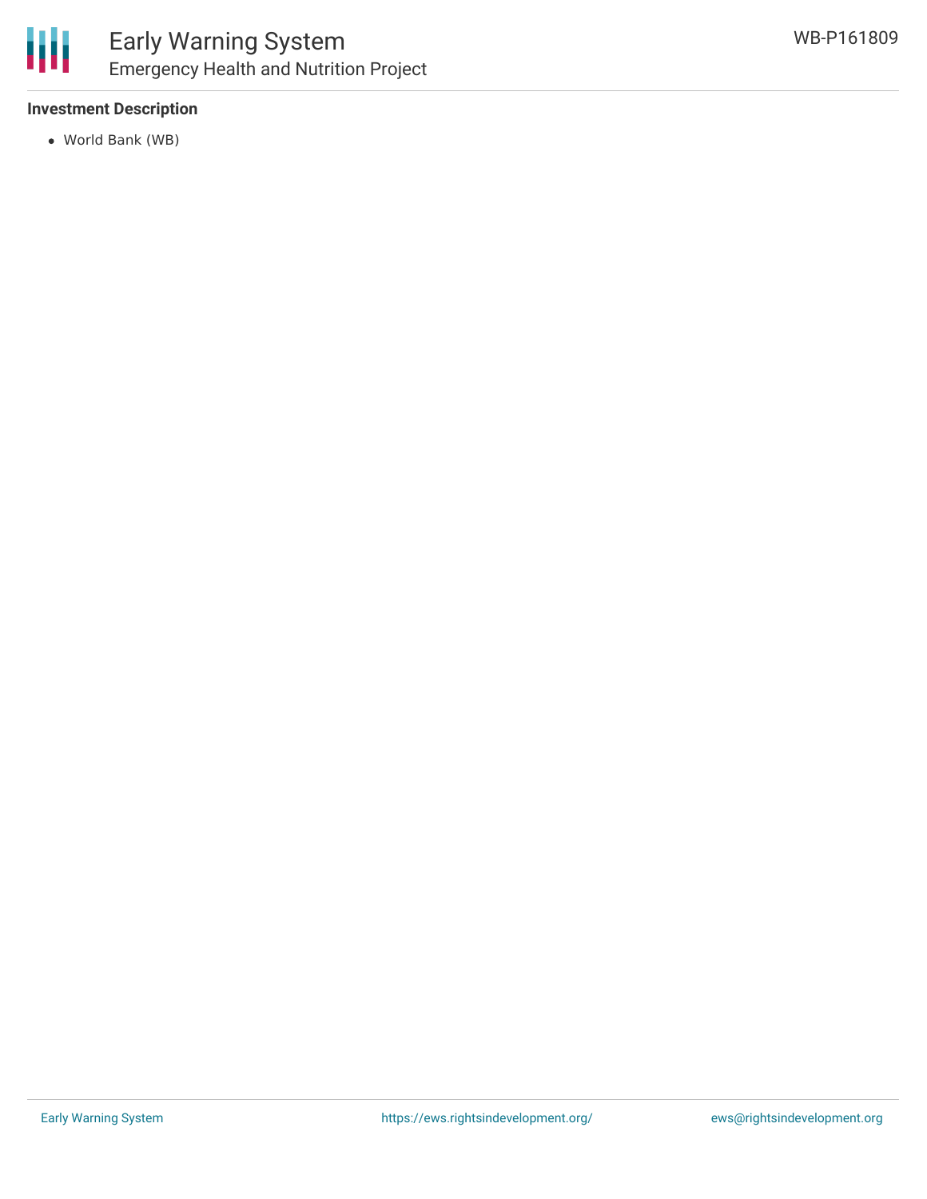### Investment Description

- World Bank (WB)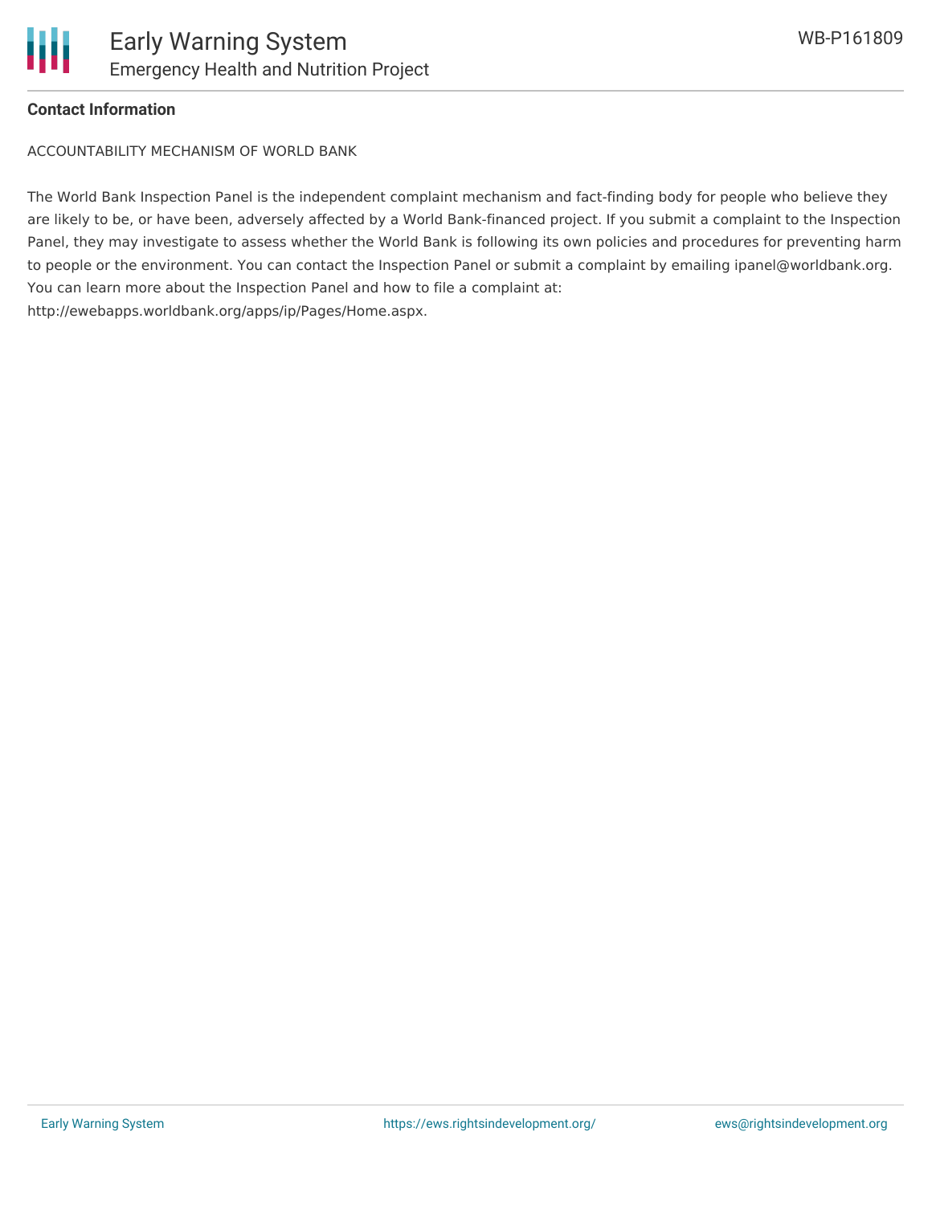**Contact Information**

ACCOUNTABILITY MECHANISM OF WORLD BANK

The World Bank Inspection Panel is the independent complaint mechanism and fact-finding body for people who believe they are likely to be, or have been, adversely affected by a World Bank-financed project. If you submit a complaint to the Inspection Panel, they may investigate to assess whether the World Bank is following its own policies and procedures for preventing harm to people or the environment. You can contact the Inspection Panel or submit a complaint by emailing ipanel@worldbank.org. You can learn more about the Inspection Panel and how to file a complaint at: http://ewebapps.worldbank.org/apps/ip/Pages/Home.aspx.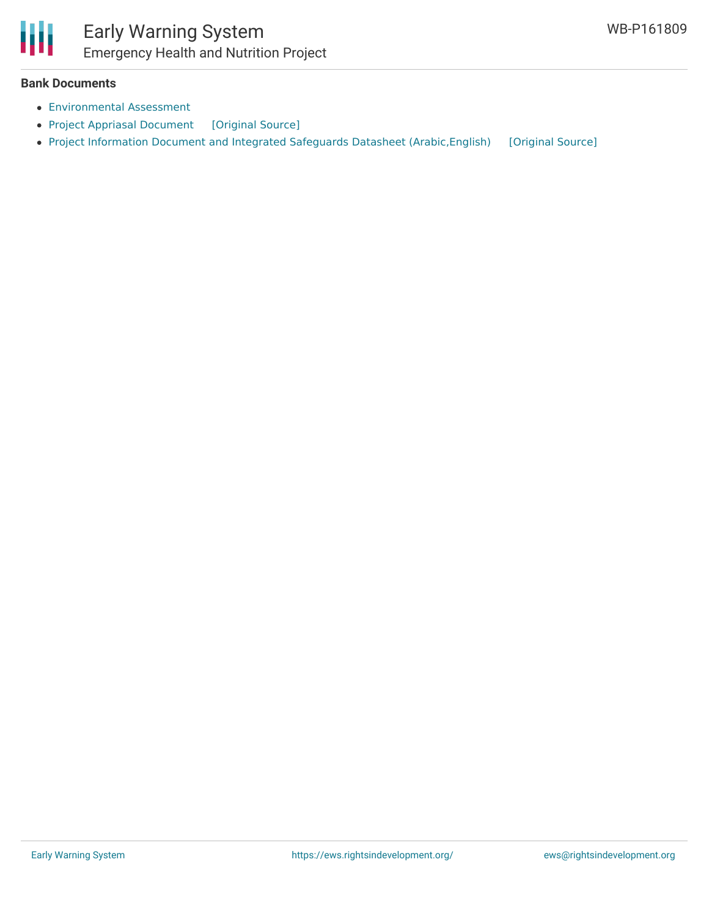**Bank Documents**

- Environmental Assessment
- Project Appriasal Document [Original Source]
- Project Information Document and Integrated Safeguards Datasheet (Arabic,English) [Original Source]